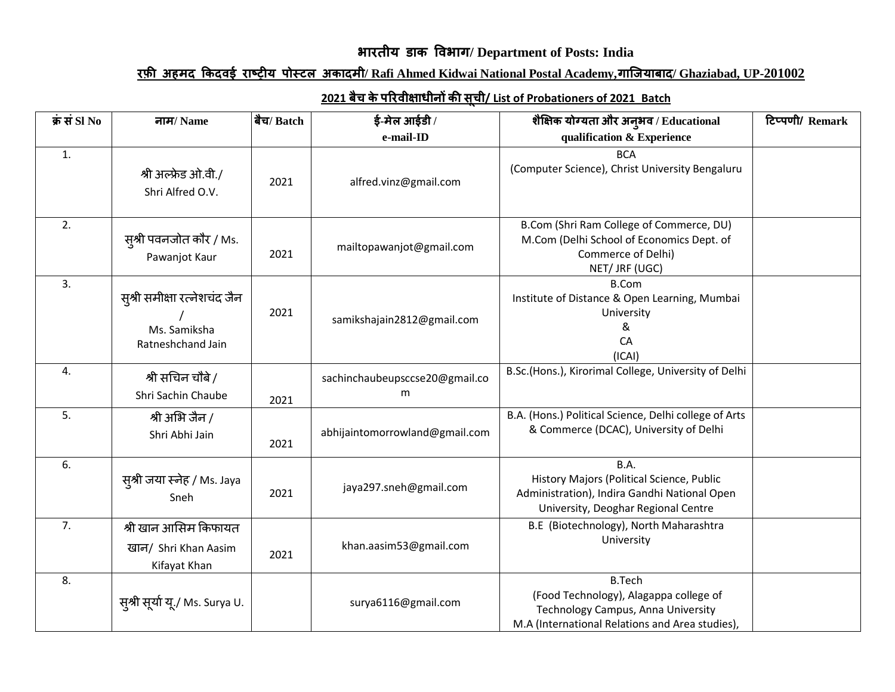**भारतीय डाक विभाग/ Department of Posts: India**

**रफ़ी अहमद किदवई राष्ट्रीय पोस्टल अकादमी/ Rafi Ahmed Kidwai National Postal Academy,गाजियाबाद/ Ghaziabad, UP-201002**

**2021 बैच के परिवीक्षाधीनों की सूची/ List of Probationers of 2021 Batch**

| क्रं सं Sl No | नाम/ Name | बैच/ Batch | ई-मेल आईडी / e-mail-ID | शैक्षिक योग्यता और अनुभव / Educational qualification & Experience | टिप्पणी/ Remark |
|---|---|---|---|---|---|
| 1. | श्री अल्फ्रेड ओ.वी./ Shri Alfred O.V. | 2021 | alfred.vinz@gmail.com | BCA (Computer Science), Christ University Bengaluru | |
| 2. | सुश्री पवनजोत कौर / Ms. Pawanjot Kaur | 2021 | mailtopawanjot@gmail.com | B.Com (Shri Ram College of Commerce, DU) M.Com (Delhi School of Economics Dept. of Commerce of Delhi) NET/ JRF (UGC) | |
| 3. | सुश्री समीक्षा रत्नेशचंद जैन / Ms. Samiksha Ratneshchand Jain | 2021 | samikshajain2812@gmail.com | B.Com Institute of Distance & Open Learning, Mumbai University & CA (ICAI) | |
| 4. | श्री सचिन चौबे / Shri Sachin Chaube | 2021 | sachinchaubeupsccse20@gmail.com | B.Sc.(Hons.), Kirorimal College, University of Delhi | |
| 5. | श्री अभि जैन / Shri Abhi Jain | 2021 | abhijaintomorrowland@gmail.com | B.A. (Hons.) Political Science, Delhi college of Arts & Commerce (DCAC), University of Delhi | |
| 6. | सुश्री जया स्नेह / Ms. Jaya Sneh | 2021 | jaya297.sneh@gmail.com | B.A. History Majors (Political Science, Public Administration), Indira Gandhi National Open University, Deoghar Regional Centre | |
| 7. | श्री खान आसिम किफायत खान/ Shri Khan Aasim Kifayat Khan | 2021 | khan.aasim53@gmail.com | B.E (Biotechnology), North Maharashtra University | |
| 8. | सुश्री सूर्या यू./ Ms. Surya U. | | surya6116@gmail.com | B.Tech (Food Technology), Alagappa college of Technology Campus, Anna University M.A (International Relations and Area studies), | |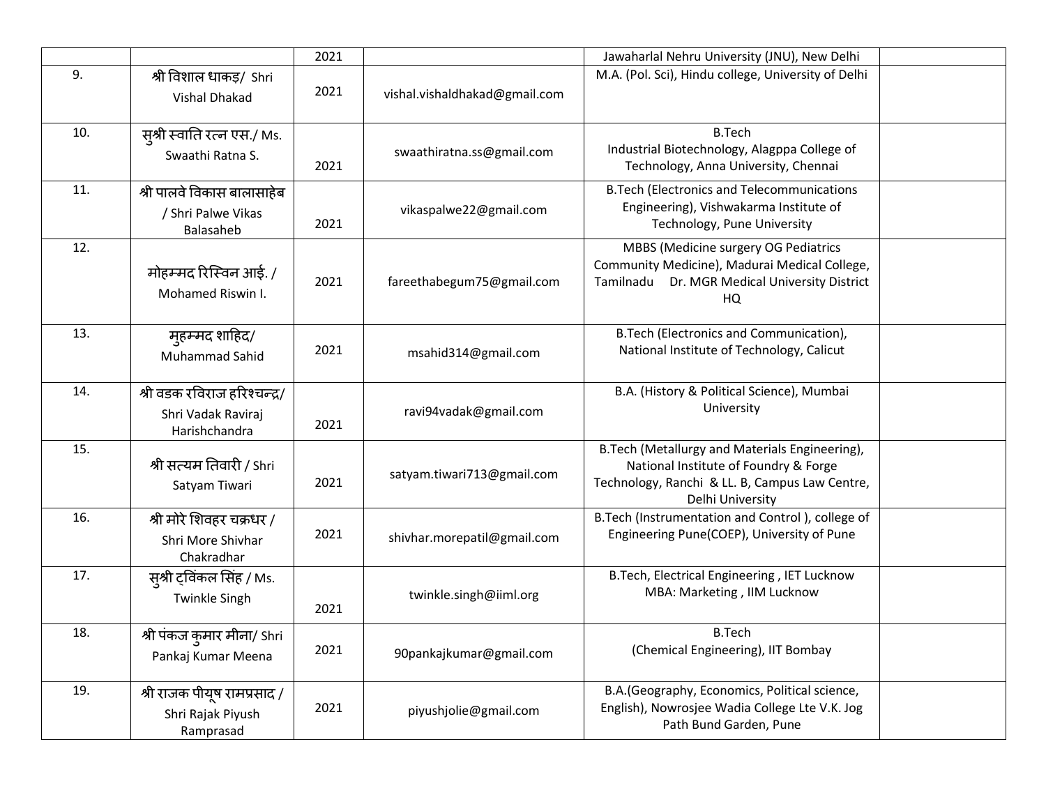| | | | | | |
|---|---|---|---|---|---|
| | | 2021 | | Jawaharlal Nehru University (JNU), New Delhi | |
| 9. | श्री विशाल धाकड़/ Shri Vishal Dhakad | 2021 | vishal.vishaldhakad@gmail.com | M.A. (Pol. Sci), Hindu college, University of Delhi | |
| 10. | सुश्री स्वाति रत्न एस./ Ms. Swaathi Ratna S. | 2021 | swaathiratna.ss@gmail.com | B.Tech Industrial Biotechnology, Alagppa College of Technology, Anna University, Chennai | |
| 11. | श्री पालवे विकास बालासाहेब / Shri Palwe Vikas Balasaheb | 2021 | vikaspalwe22@gmail.com | B.Tech (Electronics and Telecommunications Engineering), Vishwakarma Institute of Technology, Pune University | |
| 12. | मोहम्मद रिस्विन आई. / Mohamed Riswin I. | 2021 | fareethabegum75@gmail.com | MBBS (Medicine surgery OG Pediatrics Community Medicine), Madurai Medical College, Tamilnadu Dr. MGR Medical University District HQ | |
| 13. | मुहम्मद शाहिद/ Muhammad Sahid | 2021 | msahid314@gmail.com | B.Tech (Electronics and Communication), National Institute of Technology, Calicut | |
| 14. | श्री वडक रविराज हरिश्चन्द्र/ Shri Vadak Raviraj Harishchandra | 2021 | ravi94vadak@gmail.com | B.A. (History & Political Science), Mumbai University | |
| 15. | श्री सत्यम तिवारी / Shri Satyam Tiwari | 2021 | satyam.tiwari713@gmail.com | B.Tech (Metallurgy and Materials Engineering), National Institute of Foundry & Forge Technology, Ranchi & LL. B, Campus Law Centre, Delhi University | |
| 16. | श्री मोरे शिवहर चक्रधर / Shri More Shivhar Chakradhar | 2021 | shivhar.morepatil@gmail.com | B.Tech (Instrumentation and Control ), college of Engineering Pune(COEP), University of Pune | |
| 17. | सुश्री ट्विंकल सिंह / Ms. Twinkle Singh | 2021 | twinkle.singh@iiml.org | B.Tech, Electrical Engineering , IET Lucknow MBA: Marketing , IIM Lucknow | |
| 18. | श्री पंकज कुमार मीना/ Shri Pankaj Kumar Meena | 2021 | 90pankajkumar@gmail.com | B.Tech (Chemical Engineering), IIT Bombay | |
| 19. | श्री राजक पीयूष रामप्रसाद / Shri Rajak Piyush Ramprasad | 2021 | piyushjolie@gmail.com | B.A.(Geography, Economics, Political science, English), Nowrosjee Wadia College Lte V.K. Jog Path Bund Garden, Pune | |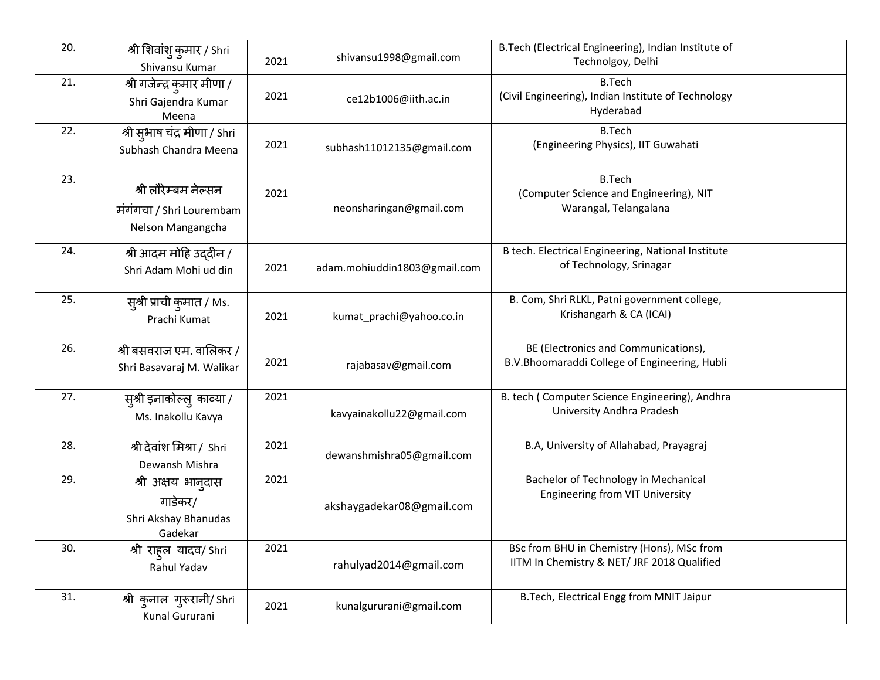| | | | | | |
|---|---|---|---|---|---|
| 20. | श्री शिवांशु कुमार / Shri Shivansu Kumar | 2021 | shivansu1998@gmail.com | B.Tech (Electrical Engineering), Indian Institute of Technolgoy, Delhi | |
| 21. | श्री गजेन्द्र कुमार मीणा / Shri Gajendra Kumar Meena | 2021 | ce12b1006@iith.ac.in | B.Tech (Civil Engineering), Indian Institute of Technology Hyderabad | |
| 22. | श्री सुभाष चंद्र मीणा / Shri Subhash Chandra Meena | 2021 | subhash11012135@gmail.com | B.Tech (Engineering Physics), IIT Guwahati | |
| 23. | श्री लौरैम्बम नेल्सन मंगंगचा / Shri Lourembam Nelson Mangangcha | 2021 | neonsharingan@gmail.com | B.Tech (Computer Science and Engineering), NIT Warangal, Telangalana | |
| 24. | श्री आदम मोहि उद्दीन / Shri Adam Mohi ud din | 2021 | adam.mohiuddin1803@gmail.com | B tech. Electrical Engineering, National Institute of Technology, Srinagar | |
| 25. | सुश्री प्राची कुमात / Ms. Prachi Kumat | 2021 | kumat_prachi@yahoo.co.in | B. Com, Shri RLKL, Patni government college, Krishangarh & CA (ICAI) | |
| 26. | श्री बसवराज एम. वालिकर / Shri Basavaraj M. Walikar | 2021 | rajabasav@gmail.com | BE (Electronics and Communications), B.V.Bhoomaraddi College of Engineering, Hubli | |
| 27. | सुश्री इनाकोल्लु काव्या / Ms. Inakollu Kavya | 2021 | kavyainakollu22@gmail.com | B. tech ( Computer Science Engineering), Andhra University Andhra Pradesh | |
| 28. | श्री देवांश मिश्रा / Shri Dewansh Mishra | 2021 | dewanshmishra05@gmail.com | B.A, University of Allahabad, Prayagraj | |
| 29. | श्री अक्षय भानुदास गाडेकर/ Shri Akshay Bhanudas Gadekar | 2021 | akshaygadekar08@gmail.com | Bachelor of Technology in Mechanical Engineering from VIT University | |
| 30. | श्री राहुल यादव/ Shri Rahul Yadav | 2021 | rahulyad2014@gmail.com | BSc from BHU in Chemistry (Hons), MSc from IITM In Chemistry & NET/ JRF 2018 Qualified | |
| 31. | श्री कुनाल गुरूरानी/ Shri Kunal Gururani | 2021 | kunalgururani@gmail.com | B.Tech, Electrical Engg from MNIT Jaipur | |